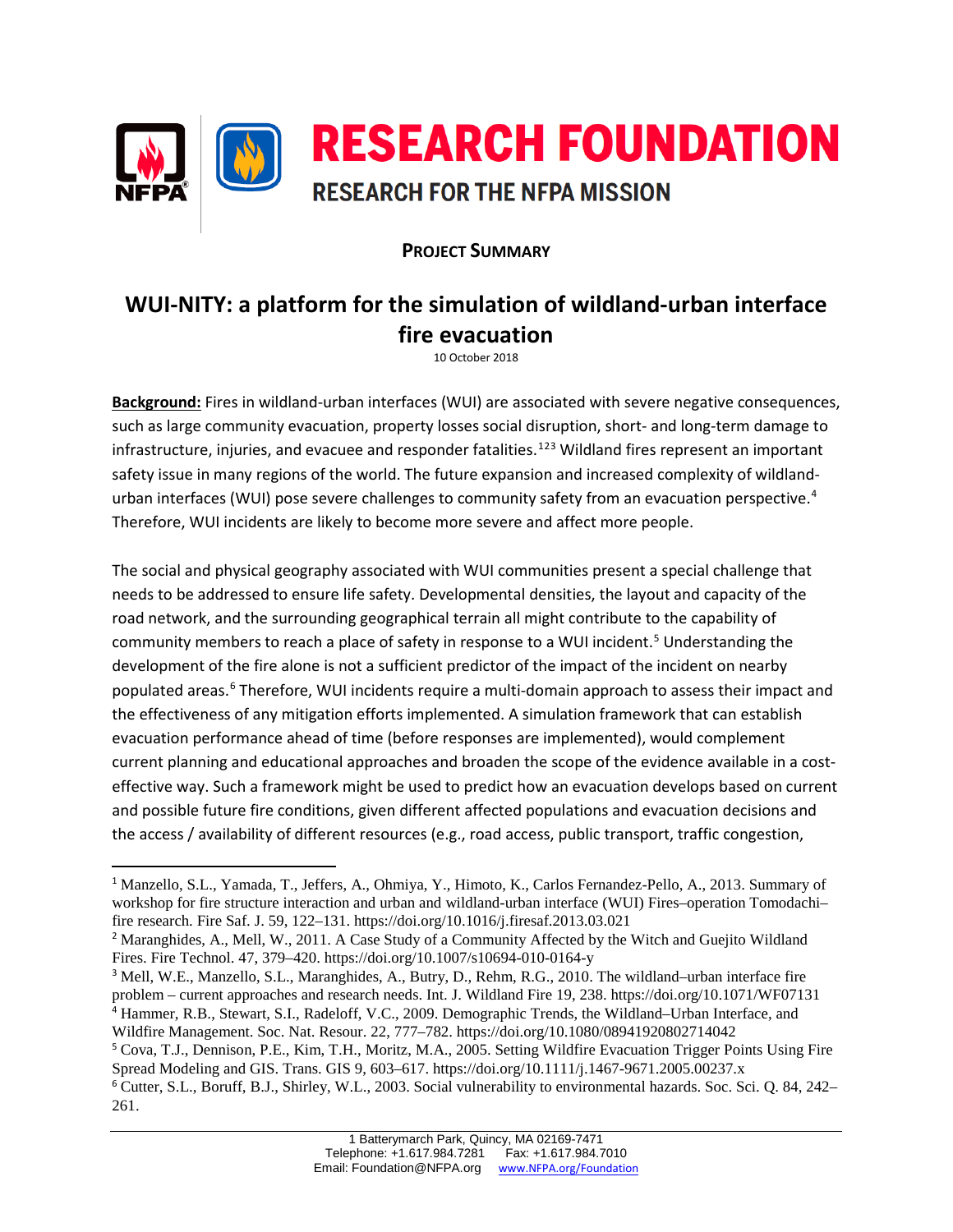# RESEARCH FOUNDATION

## RESEARCH FOR THE NFPA MISSION

**PROJECT SUMMARY**

# WUI-NITY: a platform for the simulation of wildland-urban interface fire evacuation

10 October 2018

**Background:** Fires in wildland-urban interfaces (WUI) are associated with severe negative consequences, such as large community evacuation, property losses social disruption, short- and long-term damage to infrastructure, injuries, and evacuee and responder fatalities.[1][2][3] Wildland fires represent an important safety issue in many regions of the world. The future expansion and increased complexity of wildland-urban interfaces (WUI) pose severe challenges to community safety from an evacuation perspective.[4] Therefore, WUI incidents are likely to become more severe and affect more people.

The social and physical geography associated with WUI communities present a special challenge that needs to be addressed to ensure life safety. Developmental densities, the layout and capacity of the road network, and the surrounding geographical terrain all might contribute to the capability of community members to reach a place of safety in response to a WUI incident.[5] Understanding the development of the fire alone is not a sufficient predictor of the impact of the incident on nearby populated areas.[6] Therefore, WUI incidents require a multi-domain approach to assess their impact and the effectiveness of any mitigation efforts implemented. A simulation framework that can establish evacuation performance ahead of time (before responses are implemented), would complement current planning and educational approaches and broaden the scope of the evidence available in a cost-effective way. Such a framework might be used to predict how an evacuation develops based on current and possible future fire conditions, given different affected populations and evacuation decisions and the access / availability of different resources (e.g., road access, public transport, traffic congestion,

---

[1] Manzello, S.L., Yamada, T., Jeffers, A., Ohmiya, Y., Himoto, K., Carlos Fernandez-Pello, A., 2013. Summary of workshop for fire structure interaction and urban and wildland-urban interface (WUI) Fires–operation Tomodachi–fire research. Fire Saf. J. 59, 122–131. https://doi.org/10.1016/j.firesaf.2013.03.021

[2] Maranghides, A., Mell, W., 2011. A Case Study of a Community Affected by the Witch and Guejito Wildland Fires. Fire Technol. 47, 379–420. https://doi.org/10.1007/s10694-010-0164-y

[3] Mell, W.E., Manzello, S.L., Maranghides, A., Butry, D., Rehm, R.G., 2010. The wildland–urban interface fire problem – current approaches and research needs. Int. J. Wildland Fire 19, 238. https://doi.org/10.1071/WF07131

[4] Hammer, R.B., Stewart, S.I., Radeloff, V.C., 2009. Demographic Trends, the Wildland–Urban Interface, and Wildfire Management. Soc. Nat. Resour. 22, 777–782. https://doi.org/10.1080/08941920802714042

[5] Cova, T.J., Dennison, P.E., Kim, T.H., Moritz, M.A., 2005. Setting Wildfire Evacuation Trigger Points Using Fire Spread Modeling and GIS. Trans. GIS 9, 603–617. https://doi.org/10.1111/j.1467-9671.2005.00237.x

[6] Cutter, S.L., Boruff, B.J., Shirley, W.L., 2003. Social vulnerability to environmental hazards. Soc. Sci. Q. 84, 242–261.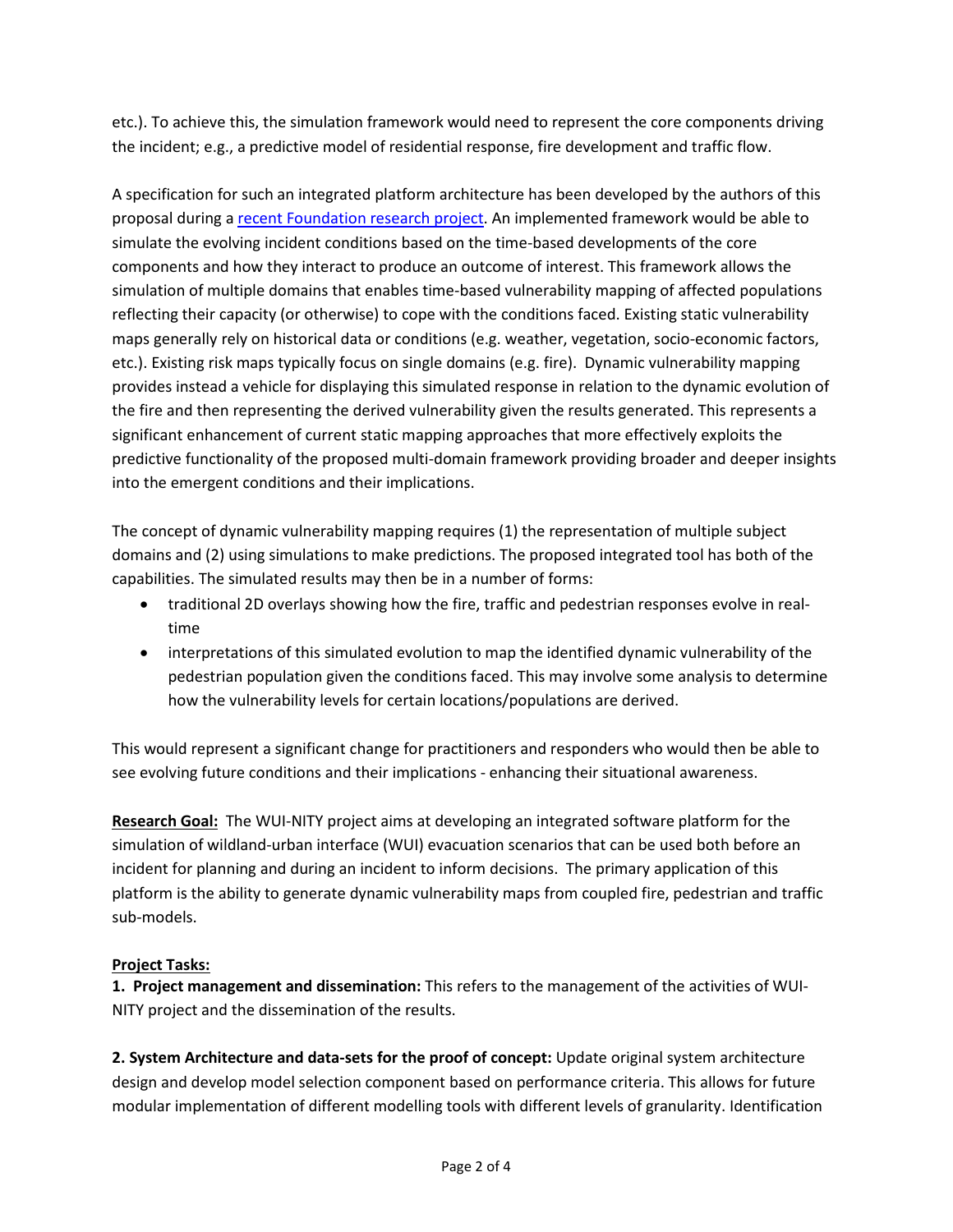etc.). To achieve this, the simulation framework would need to represent the core components driving the incident; e.g., a predictive model of residential response, fire development and traffic flow.

A specification for such an integrated platform architecture has been developed by the authors of this proposal during a recent Foundation research project. An implemented framework would be able to simulate the evolving incident conditions based on the time-based developments of the core components and how they interact to produce an outcome of interest. This framework allows the simulation of multiple domains that enables time-based vulnerability mapping of affected populations reflecting their capacity (or otherwise) to cope with the conditions faced. Existing static vulnerability maps generally rely on historical data or conditions (e.g. weather, vegetation, socio-economic factors, etc.). Existing risk maps typically focus on single domains (e.g. fire). Dynamic vulnerability mapping provides instead a vehicle for displaying this simulated response in relation to the dynamic evolution of the fire and then representing the derived vulnerability given the results generated. This represents a significant enhancement of current static mapping approaches that more effectively exploits the predictive functionality of the proposed multi-domain framework providing broader and deeper insights into the emergent conditions and their implications.

The concept of dynamic vulnerability mapping requires (1) the representation of multiple subject domains and (2) using simulations to make predictions. The proposed integrated tool has both of the capabilities. The simulated results may then be in a number of forms:

- traditional 2D overlays showing how the fire, traffic and pedestrian responses evolve in real-time
- interpretations of this simulated evolution to map the identified dynamic vulnerability of the pedestrian population given the conditions faced. This may involve some analysis to determine how the vulnerability levels for certain locations/populations are derived.

This would represent a significant change for practitioners and responders who would then be able to see evolving future conditions and their implications - enhancing their situational awareness.

**Research Goal:** The WUI-NITY project aims at developing an integrated software platform for the simulation of wildland-urban interface (WUI) evacuation scenarios that can be used both before an incident for planning and during an incident to inform decisions. The primary application of this platform is the ability to generate dynamic vulnerability maps from coupled fire, pedestrian and traffic sub-models.

**Project Tasks:**

**1. Project management and dissemination:** This refers to the management of the activities of WUI-NITY project and the dissemination of the results.

**2. System Architecture and data-sets for the proof of concept:** Update original system architecture design and develop model selection component based on performance criteria. This allows for future modular implementation of different modelling tools with different levels of granularity. Identification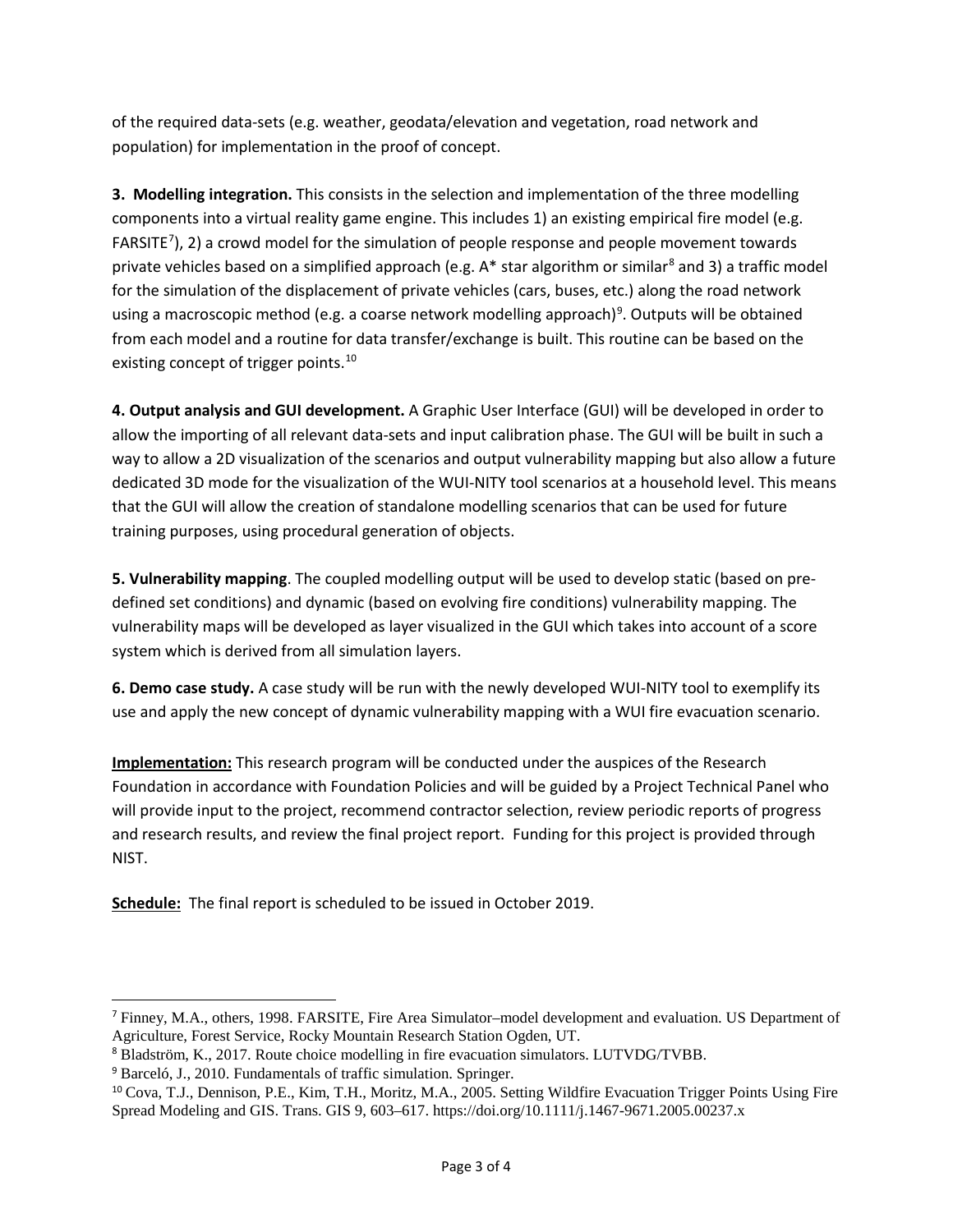of the required data-sets (e.g. weather, geodata/elevation and vegetation, road network and population) for implementation in the proof of concept.

**3. Modelling integration.** This consists in the selection and implementation of the three modelling components into a virtual reality game engine. This includes 1) an existing empirical fire model (e.g. FARSITE[7]), 2) a crowd model for the simulation of people response and people movement towards private vehicles based on a simplified approach (e.g. A* star algorithm or similar[8] and 3) a traffic model for the simulation of the displacement of private vehicles (cars, buses, etc.) along the road network using a macroscopic method (e.g. a coarse network modelling approach)[9]. Outputs will be obtained from each model and a routine for data transfer/exchange is built. This routine can be based on the existing concept of trigger points.[10]

**4. Output analysis and GUI development.** A Graphic User Interface (GUI) will be developed in order to allow the importing of all relevant data-sets and input calibration phase. The GUI will be built in such a way to allow a 2D visualization of the scenarios and output vulnerability mapping but also allow a future dedicated 3D mode for the visualization of the WUI-NITY tool scenarios at a household level. This means that the GUI will allow the creation of standalone modelling scenarios that can be used for future training purposes, using procedural generation of objects.

**5. Vulnerability mapping**. The coupled modelling output will be used to develop static (based on pre-defined set conditions) and dynamic (based on evolving fire conditions) vulnerability mapping. The vulnerability maps will be developed as layer visualized in the GUI which takes into account of a score system which is derived from all simulation layers.

**6. Demo case study.** A case study will be run with the newly developed WUI-NITY tool to exemplify its use and apply the new concept of dynamic vulnerability mapping with a WUI fire evacuation scenario.

**Implementation:** This research program will be conducted under the auspices of the Research Foundation in accordance with Foundation Policies and will be guided by a Project Technical Panel who will provide input to the project, recommend contractor selection, review periodic reports of progress and research results, and review the final project report. Funding for this project is provided through NIST.

**Schedule:** The final report is scheduled to be issued in October 2019.

---

[7] Finney, M.A., others, 1998. FARSITE, Fire Area Simulator–model development and evaluation. US Department of Agriculture, Forest Service, Rocky Mountain Research Station Ogden, UT.

[8] Bladström, K., 2017. Route choice modelling in fire evacuation simulators. LUTVDG/TVBB.

[9] Barceló, J., 2010. Fundamentals of traffic simulation. Springer.

[10] Cova, T.J., Dennison, P.E., Kim, T.H., Moritz, M.A., 2005. Setting Wildfire Evacuation Trigger Points Using Fire Spread Modeling and GIS. Trans. GIS 9, 603–617. https://doi.org/10.1111/j.1467-9671.2005.00237.x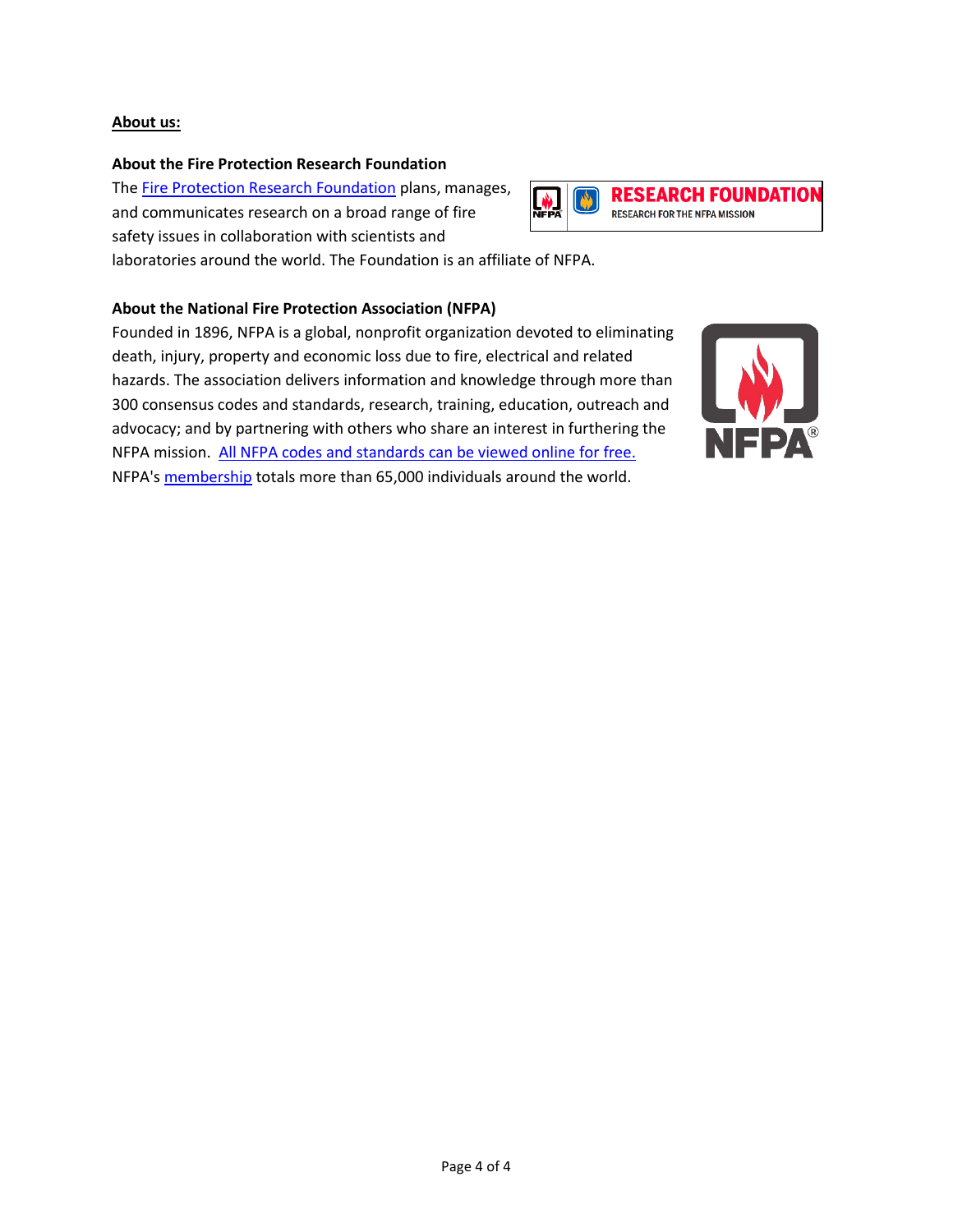**About us:**

**About the Fire Protection Research Foundation**

The Fire Protection Research Foundation plans, manages, and communicates research on a broad range of fire safety issues in collaboration with scientists and laboratories around the world. The Foundation is an affiliate of NFPA.

**About the National Fire Protection Association (NFPA)**

Founded in 1896, NFPA is a global, nonprofit organization devoted to eliminating death, injury, property and economic loss due to fire, electrical and related hazards. The association delivers information and knowledge through more than 300 consensus codes and standards, research, training, education, outreach and advocacy; and by partnering with others who share an interest in furthering the NFPA mission. All NFPA codes and standards can be viewed online for free. NFPA's membership totals more than 65,000 individuals around the world.